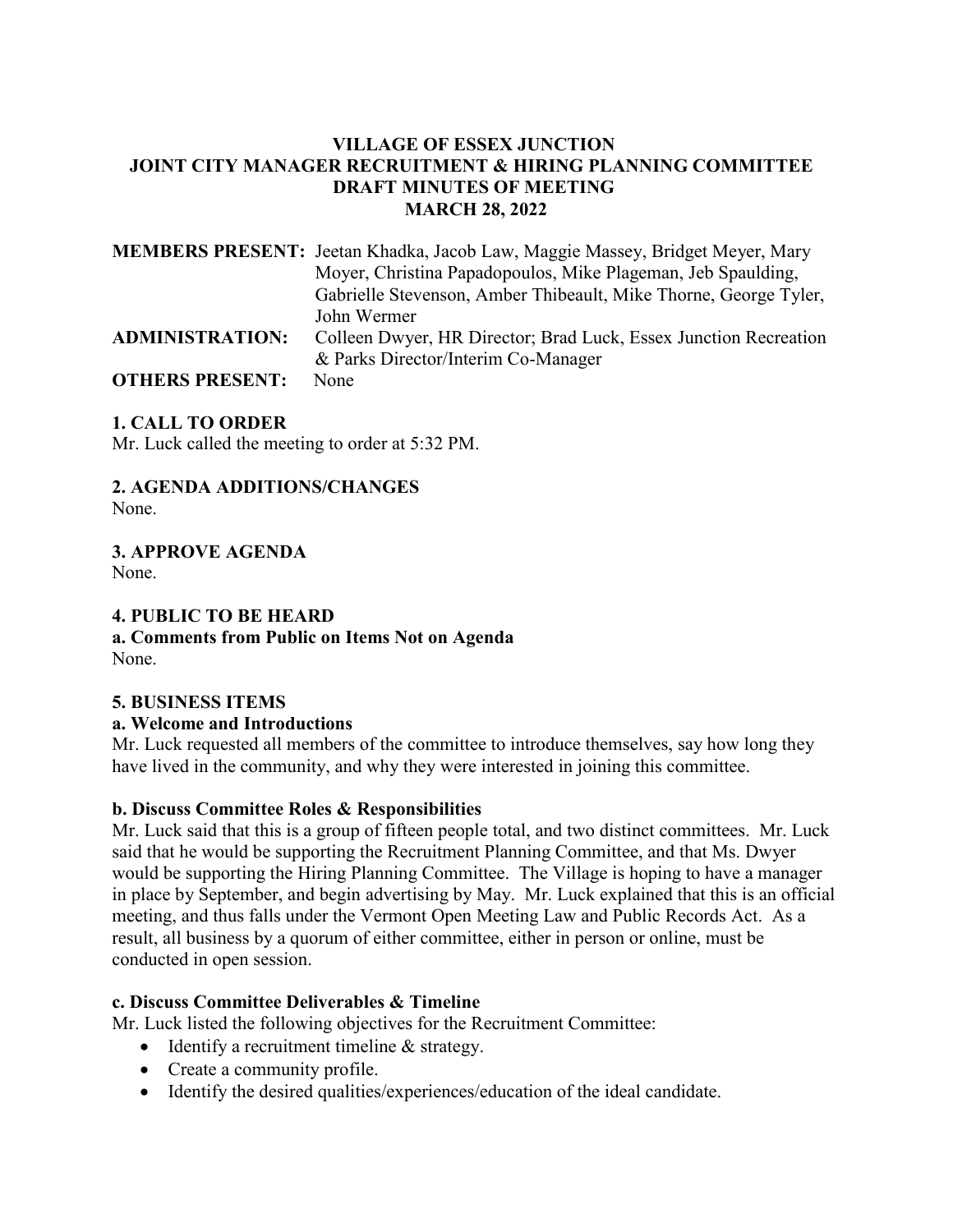**VILLAGE OF ESSEX JUNCTION**
**JOINT CITY MANAGER RECRUITMENT & HIRING PLANNING COMMITTEE**
**DRAFT MINUTES OF MEETING**
**MARCH 28, 2022**

**MEMBERS PRESENT:** Jeetan Khadka, Jacob Law, Maggie Massey, Bridget Meyer, Mary Moyer, Christina Papadopoulos, Mike Plageman, Jeb Spaulding, Gabrielle Stevenson, Amber Thibeault, Mike Thorne, George Tyler, John Wermer

**ADMINISTRATION:** Colleen Dwyer, HR Director; Brad Luck, Essex Junction Recreation & Parks Director/Interim Co-Manager

**OTHERS PRESENT:** None

**1. CALL TO ORDER**

Mr. Luck called the meeting to order at 5:32 PM.

**2. AGENDA ADDITIONS/CHANGES**

None.

**3. APPROVE AGENDA**

None.

**4. PUBLIC TO BE HEARD**

**a. Comments from Public on Items Not on Agenda**

None.

**5. BUSINESS ITEMS**

**a. Welcome and Introductions**

Mr. Luck requested all members of the committee to introduce themselves, say how long they have lived in the community, and why they were interested in joining this committee.

**b. Discuss Committee Roles & Responsibilities**

Mr. Luck said that this is a group of fifteen people total, and two distinct committees. Mr. Luck said that he would be supporting the Recruitment Planning Committee, and that Ms. Dwyer would be supporting the Hiring Planning Committee. The Village is hoping to have a manager in place by September, and begin advertising by May. Mr. Luck explained that this is an official meeting, and thus falls under the Vermont Open Meeting Law and Public Records Act. As a result, all business by a quorum of either committee, either in person or online, must be conducted in open session.

**c. Discuss Committee Deliverables & Timeline**

Mr. Luck listed the following objectives for the Recruitment Committee:

- Identify a recruitment timeline & strategy.
- Create a community profile.
- Identify the desired qualities/experiences/education of the ideal candidate.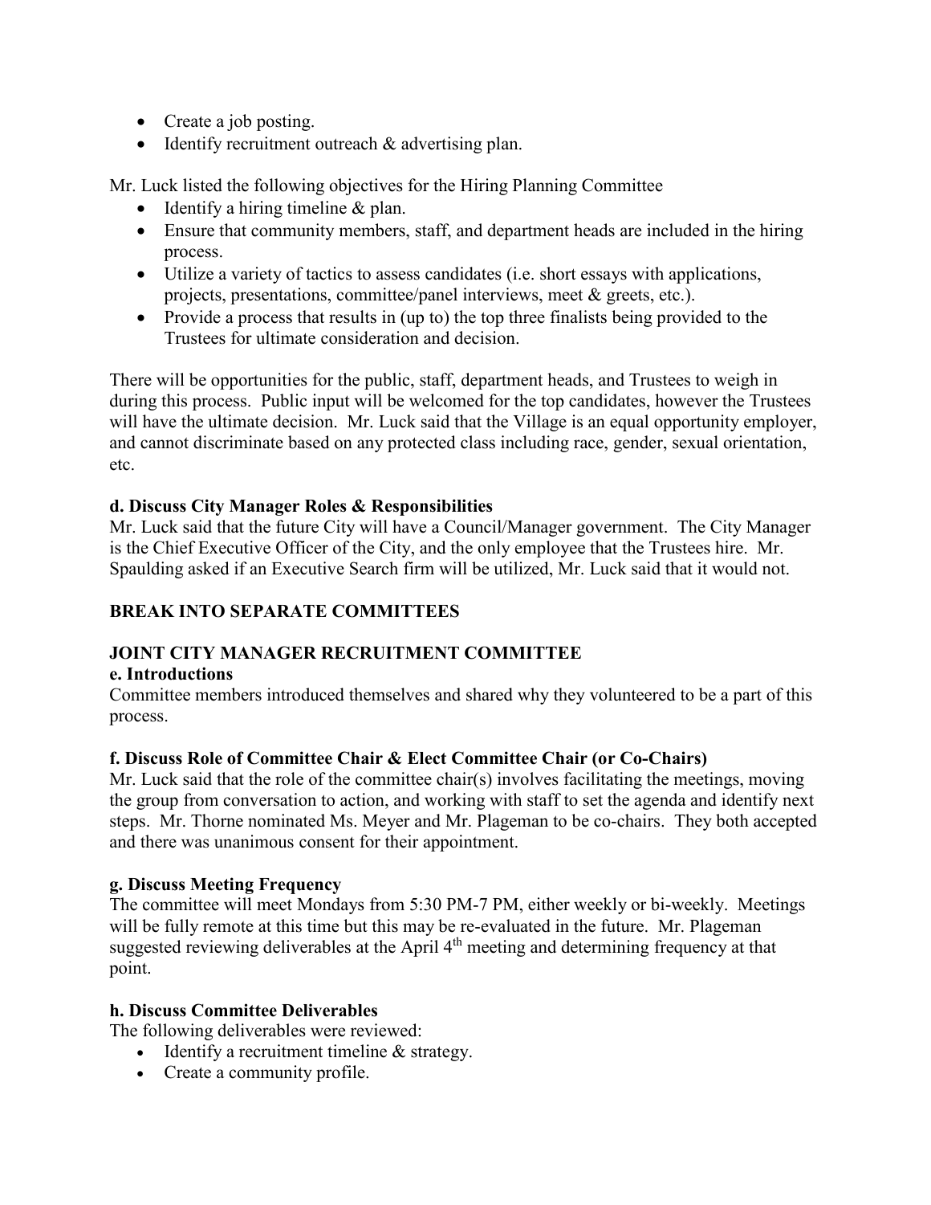- Create a job posting.
- Identify recruitment outreach & advertising plan.

Mr. Luck listed the following objectives for the Hiring Planning Committee

- Identify a hiring timeline & plan.
- Ensure that community members, staff, and department heads are included in the hiring process.
- Utilize a variety of tactics to assess candidates (i.e. short essays with applications, projects, presentations, committee/panel interviews, meet & greets, etc.).
- Provide a process that results in (up to) the top three finalists being provided to the Trustees for ultimate consideration and decision.

There will be opportunities for the public, staff, department heads, and Trustees to weigh in during this process. Public input will be welcomed for the top candidates, however the Trustees will have the ultimate decision. Mr. Luck said that the Village is an equal opportunity employer, and cannot discriminate based on any protected class including race, gender, sexual orientation, etc.

**d. Discuss City Manager Roles & Responsibilities**

Mr. Luck said that the future City will have a Council/Manager government. The City Manager is the Chief Executive Officer of the City, and the only employee that the Trustees hire. Mr. Spaulding asked if an Executive Search firm will be utilized, Mr. Luck said that it would not.

## BREAK INTO SEPARATE COMMITTEES

## JOINT CITY MANAGER RECRUITMENT COMMITTEE

**e. Introductions**

Committee members introduced themselves and shared why they volunteered to be a part of this process.

**f. Discuss Role of Committee Chair & Elect Committee Chair (or Co-Chairs)**

Mr. Luck said that the role of the committee chair(s) involves facilitating the meetings, moving the group from conversation to action, and working with staff to set the agenda and identify next steps. Mr. Thorne nominated Ms. Meyer and Mr. Plageman to be co-chairs. They both accepted and there was unanimous consent for their appointment.

**g. Discuss Meeting Frequency**

The committee will meet Mondays from 5:30 PM-7 PM, either weekly or bi-weekly. Meetings will be fully remote at this time but this may be re-evaluated in the future. Mr. Plageman suggested reviewing deliverables at the April 4th meeting and determining frequency at that point.

**h. Discuss Committee Deliverables**

The following deliverables were reviewed:

- Identify a recruitment timeline & strategy.
- Create a community profile.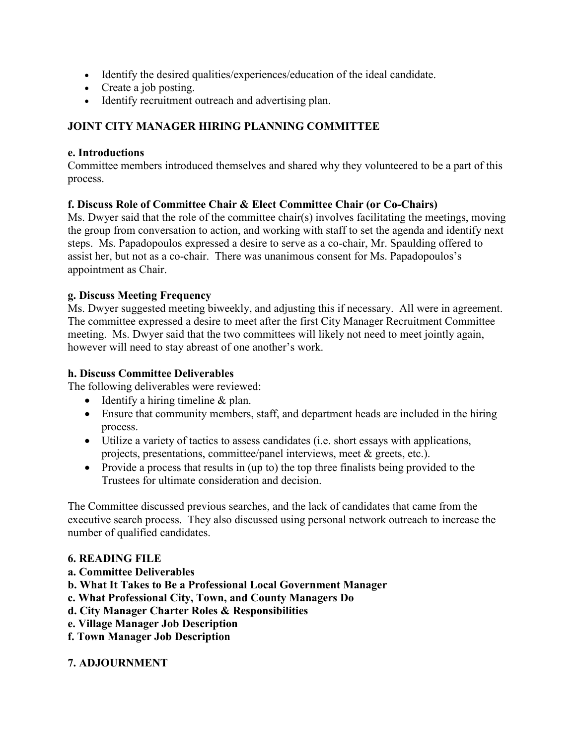- Identify the desired qualities/experiences/education of the ideal candidate.
- Create a job posting.
- Identify recruitment outreach and advertising plan.

**JOINT CITY MANAGER HIRING PLANNING COMMITTEE**

**e. Introductions**
Committee members introduced themselves and shared why they volunteered to be a part of this process.

**f. Discuss Role of Committee Chair & Elect Committee Chair (or Co-Chairs)**
Ms. Dwyer said that the role of the committee chair(s) involves facilitating the meetings, moving the group from conversation to action, and working with staff to set the agenda and identify next steps. Ms. Papadopoulos expressed a desire to serve as a co-chair, Mr. Spaulding offered to assist her, but not as a co-chair. There was unanimous consent for Ms. Papadopoulos's appointment as Chair.

**g. Discuss Meeting Frequency**
Ms. Dwyer suggested meeting biweekly, and adjusting this if necessary. All were in agreement. The committee expressed a desire to meet after the first City Manager Recruitment Committee meeting. Ms. Dwyer said that the two committees will likely not need to meet jointly again, however will need to stay abreast of one another's work.

**h. Discuss Committee Deliverables**
The following deliverables were reviewed:

- Identify a hiring timeline & plan.
- Ensure that community members, staff, and department heads are included in the hiring process.
- Utilize a variety of tactics to assess candidates (i.e. short essays with applications, projects, presentations, committee/panel interviews, meet & greets, etc.).
- Provide a process that results in (up to) the top three finalists being provided to the Trustees for ultimate consideration and decision.

The Committee discussed previous searches, and the lack of candidates that came from the executive search process. They also discussed using personal network outreach to increase the number of qualified candidates.

**6. READING FILE**
**a. Committee Deliverables**
**b. What It Takes to Be a Professional Local Government Manager**
**c. What Professional City, Town, and County Managers Do**
**d. City Manager Charter Roles & Responsibilities**
**e. Village Manager Job Description**
**f. Town Manager Job Description**

**7. ADJOURNMENT**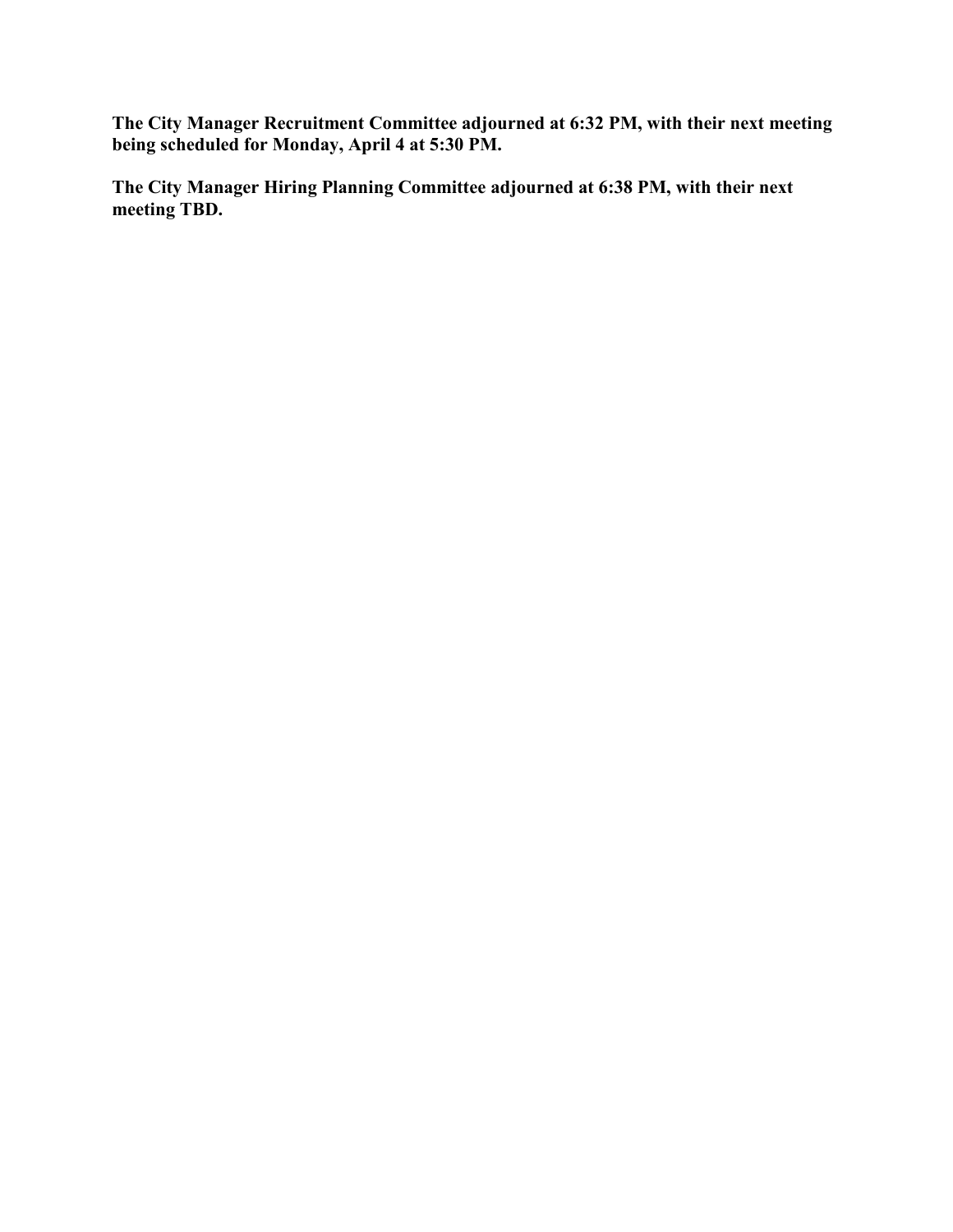**The City Manager Recruitment Committee adjourned at 6:32 PM, with their next meeting being scheduled for Monday, April 4 at 5:30 PM.**

**The City Manager Hiring Planning Committee adjourned at 6:38 PM, with their next meeting TBD.**